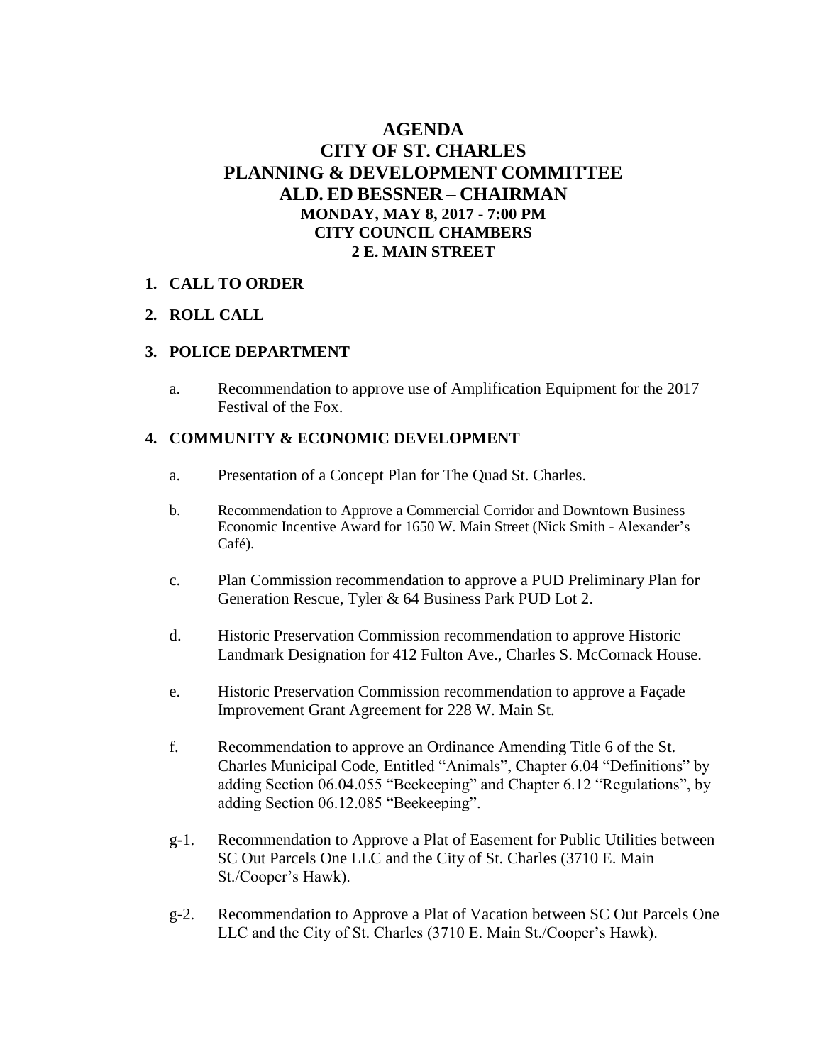# AGENDA
# CITY OF ST. CHARLES
# PLANNING & DEVELOPMENT COMMITTEE
# ALD. ED BESSNER – CHAIRMAN
### MONDAY, MAY 8, 2017 - 7:00 PM
### CITY COUNCIL CHAMBERS
### 2 E. MAIN STREET

1. **CALL TO ORDER**

2. **ROLL CALL**

3. **POLICE DEPARTMENT**

   a. Recommendation to approve use of Amplification Equipment for the 2017 Festival of the Fox.

4. **COMMUNITY & ECONOMIC DEVELOPMENT**

   a. Presentation of a Concept Plan for The Quad St. Charles.

   b. Recommendation to Approve a Commercial Corridor and Downtown Business Economic Incentive Award for 1650 W. Main Street (Nick Smith - Alexander's Café).

   c. Plan Commission recommendation to approve a PUD Preliminary Plan for Generation Rescue, Tyler & 64 Business Park PUD Lot 2.

   d. Historic Preservation Commission recommendation to approve Historic Landmark Designation for 412 Fulton Ave., Charles S. McCornack House.

   e. Historic Preservation Commission recommendation to approve a Façade Improvement Grant Agreement for 228 W. Main St.

   f. Recommendation to approve an Ordinance Amending Title 6 of the St. Charles Municipal Code, Entitled "Animals", Chapter 6.04 "Definitions" by adding Section 06.04.055 "Beekeeping" and Chapter 6.12 "Regulations", by adding Section 06.12.085 "Beekeeping".

   g-1. Recommendation to Approve a Plat of Easement for Public Utilities between SC Out Parcels One LLC and the City of St. Charles (3710 E. Main St./Cooper's Hawk).

   g-2. Recommendation to Approve a Plat of Vacation between SC Out Parcels One LLC and the City of St. Charles (3710 E. Main St./Cooper's Hawk).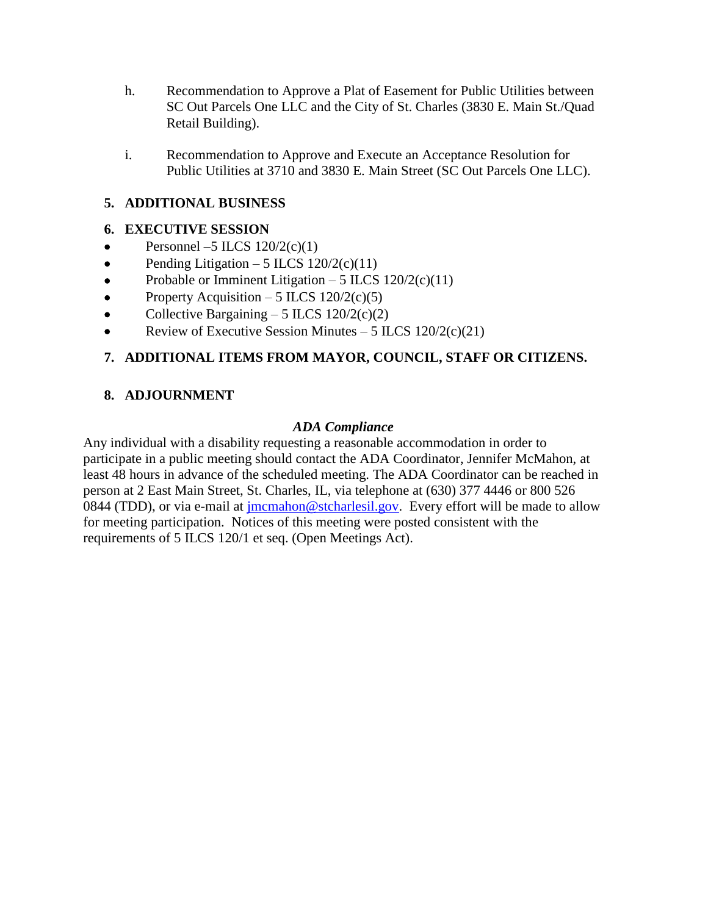h. Recommendation to Approve a Plat of Easement for Public Utilities between SC Out Parcels One LLC and the City of St. Charles (3830 E. Main St./Quad Retail Building).

i. Recommendation to Approve and Execute an Acceptance Resolution for Public Utilities at 3710 and 3830 E. Main Street (SC Out Parcels One LLC).

**5. ADDITIONAL BUSINESS**

**6. EXECUTIVE SESSION**

- Personnel –5 ILCS 120/2(c)(1)
- Pending Litigation – 5 ILCS 120/2(c)(11)
- Probable or Imminent Litigation – 5 ILCS 120/2(c)(11)
- Property Acquisition – 5 ILCS 120/2(c)(5)
- Collective Bargaining – 5 ILCS 120/2(c)(2)
- Review of Executive Session Minutes – 5 ILCS 120/2(c)(21)

**7. ADDITIONAL ITEMS FROM MAYOR, COUNCIL, STAFF OR CITIZENS.**

**8. ADJOURNMENT**

***ADA Compliance***

Any individual with a disability requesting a reasonable accommodation in order to participate in a public meeting should contact the ADA Coordinator, Jennifer McMahon, at least 48 hours in advance of the scheduled meeting. The ADA Coordinator can be reached in person at 2 East Main Street, St. Charles, IL, via telephone at (630) 377 4446 or 800 526 0844 (TDD), or via e-mail at jmcmahon@stcharlesil.gov. Every effort will be made to allow for meeting participation. Notices of this meeting were posted consistent with the requirements of 5 ILCS 120/1 et seq. (Open Meetings Act).